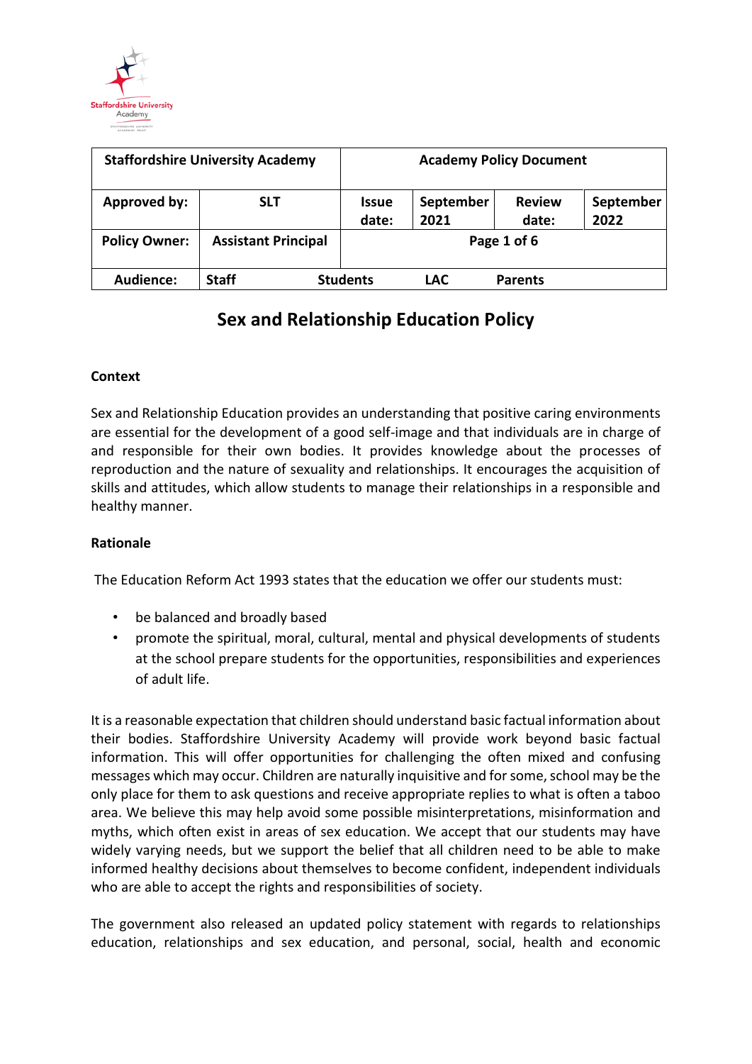| Staffordshire University Academy | | Academy Policy Document | | | |
|---|---|---|---|---|---|
| **Approved by:** | **SLT** | **Issue date:** | **September 2021** | **Review date:** | **September 2022** |
| **Policy Owner:** | **Assistant Principal** | **Page 1 of 6** | | | |
| **Audience:** | **Staff** | **Students** | **LAC** | **Parents** | |

# Sex and Relationship Education Policy

**Context**

Sex and Relationship Education provides an understanding that positive caring environments are essential for the development of a good self-image and that individuals are in charge of and responsible for their own bodies. It provides knowledge about the processes of reproduction and the nature of sexuality and relationships. It encourages the acquisition of skills and attitudes, which allow students to manage their relationships in a responsible and healthy manner.

**Rationale**

The Education Reform Act 1993 states that the education we offer our students must:

- be balanced and broadly based
- promote the spiritual, moral, cultural, mental and physical developments of students at the school prepare students for the opportunities, responsibilities and experiences of adult life.

It is a reasonable expectation that children should understand basic factual information about their bodies. Staffordshire University Academy will provide work beyond basic factual information. This will offer opportunities for challenging the often mixed and confusing messages which may occur. Children are naturally inquisitive and for some, school may be the only place for them to ask questions and receive appropriate replies to what is often a taboo area. We believe this may help avoid some possible misinterpretations, misinformation and myths, which often exist in areas of sex education. We accept that our students may have widely varying needs, but we support the belief that all children need to be able to make informed healthy decisions about themselves to become confident, independent individuals who are able to accept the rights and responsibilities of society.

The government also released an updated policy statement with regards to relationships education, relationships and sex education, and personal, social, health and economic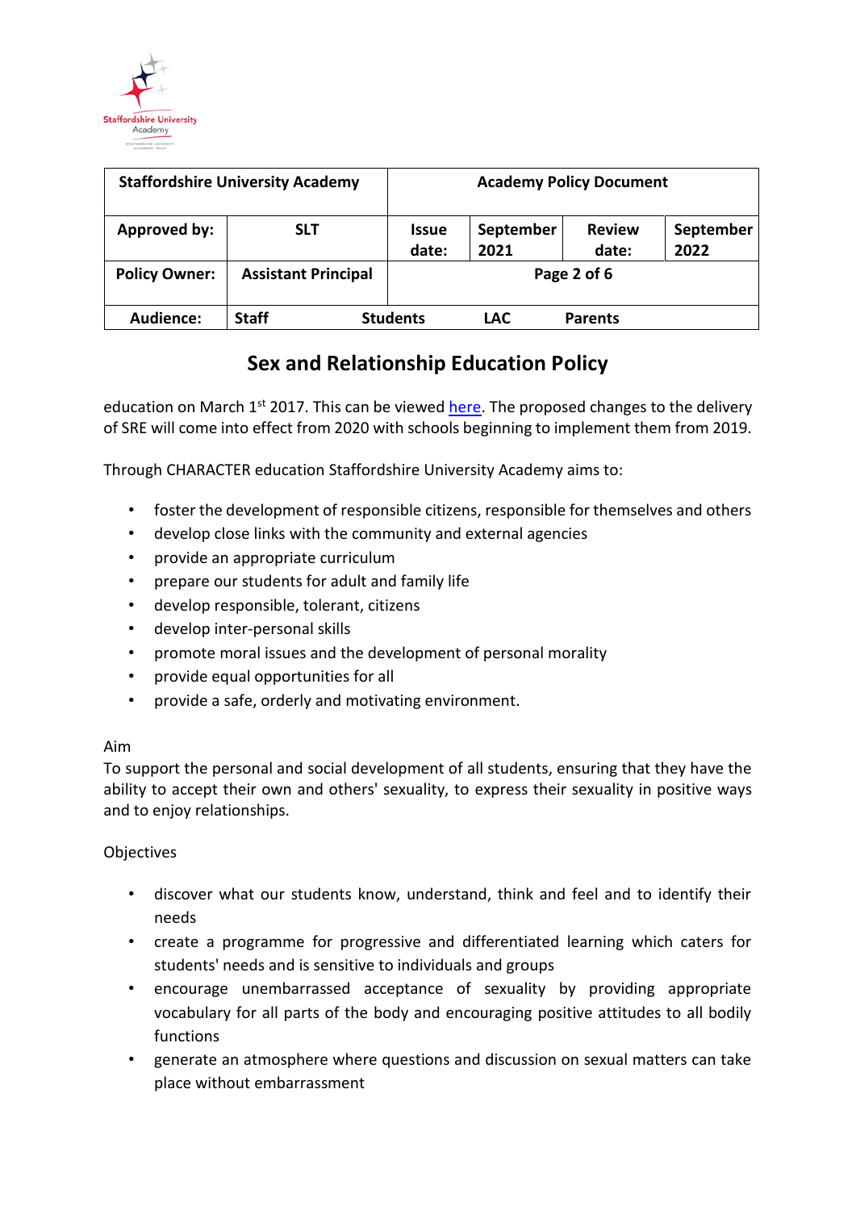education on March 1st 2017. This can be viewed here. The proposed changes to the delivery of SRE will come into effect from 2020 with schools beginning to implement them from 2019.

Through CHARACTER education Staffordshire University Academy aims to:

- foster the development of responsible citizens, responsible for themselves and others
- develop close links with the community and external agencies
- provide an appropriate curriculum
- prepare our students for adult and family life
- develop responsible, tolerant, citizens
- develop inter-personal skills
- promote moral issues and the development of personal morality
- provide equal opportunities for all
- provide a safe, orderly and motivating environment.

Aim

To support the personal and social development of all students, ensuring that they have the ability to accept their own and others' sexuality, to express their sexuality in positive ways and to enjoy relationships.

Objectives

- discover what our students know, understand, think and feel and to identify their needs
- create a programme for progressive and differentiated learning which caters for students' needs and is sensitive to individuals and groups
- encourage unembarrassed acceptance of sexuality by providing appropriate vocabulary for all parts of the body and encouraging positive attitudes to all bodily functions
- generate an atmosphere where questions and discussion on sexual matters can take place without embarrassment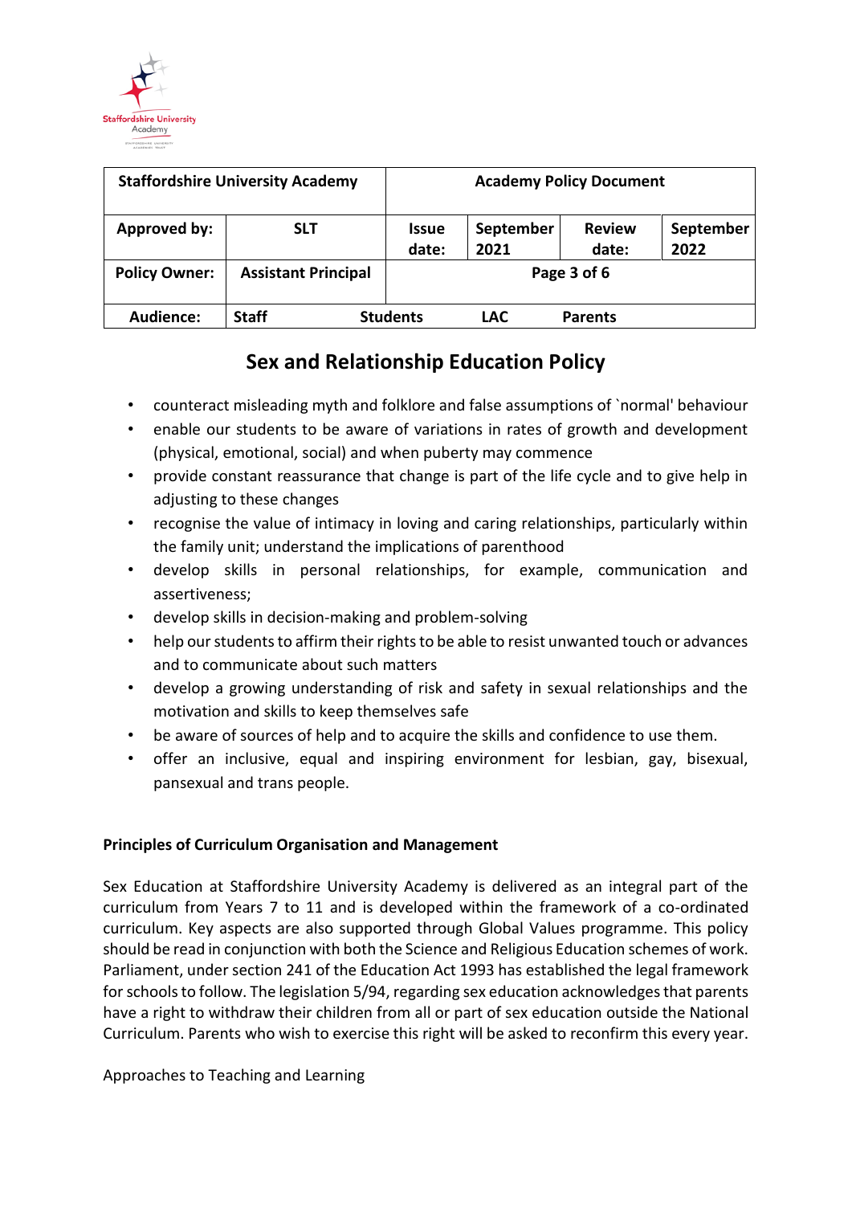- counteract misleading myth and folklore and false assumptions of `normal' behaviour
- enable our students to be aware of variations in rates of growth and development (physical, emotional, social) and when puberty may commence
- provide constant reassurance that change is part of the life cycle and to give help in adjusting to these changes
- recognise the value of intimacy in loving and caring relationships, particularly within the family unit; understand the implications of parenthood
- develop skills in personal relationships, for example, communication and assertiveness;
- develop skills in decision-making and problem-solving
- help our students to affirm their rights to be able to resist unwanted touch or advances and to communicate about such matters
- develop a growing understanding of risk and safety in sexual relationships and the motivation and skills to keep themselves safe
- be aware of sources of help and to acquire the skills and confidence to use them.
- offer an inclusive, equal and inspiring environment for lesbian, gay, bisexual, pansexual and trans people.

**Principles of Curriculum Organisation and Management**

Sex Education at Staffordshire University Academy is delivered as an integral part of the curriculum from Years 7 to 11 and is developed within the framework of a co-ordinated curriculum. Key aspects are also supported through Global Values programme. This policy should be read in conjunction with both the Science and Religious Education schemes of work. Parliament, under section 241 of the Education Act 1993 has established the legal framework for schools to follow. The legislation 5/94, regarding sex education acknowledges that parents have a right to withdraw their children from all or part of sex education outside the National Curriculum. Parents who wish to exercise this right will be asked to reconfirm this every year.

Approaches to Teaching and Learning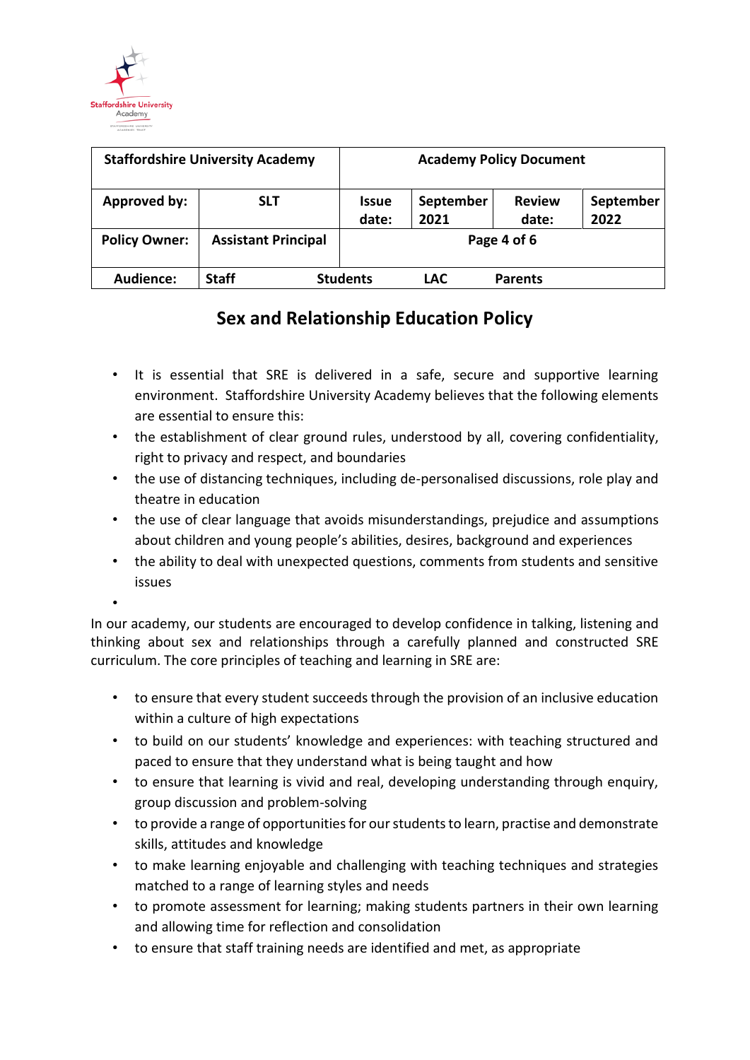| Staffordshire University Academy | | Academy Policy Document | | | |
| --- | --- | --- | --- | --- | --- |
| **Approved by:** | **SLT** | **Issue date:** | **September 2021** | **Review date:** | **September 2022** |
| **Policy Owner:** | **Assistant Principal** | **Page 4 of 6** | | | |
| **Audience:** | **Staff** | **Students** | **LAC** | **Parents** | |

## Sex and Relationship Education Policy

- It is essential that SRE is delivered in a safe, secure and supportive learning environment. Staffordshire University Academy believes that the following elements are essential to ensure this:
- the establishment of clear ground rules, understood by all, covering confidentiality, right to privacy and respect, and boundaries
- the use of distancing techniques, including de-personalised discussions, role play and theatre in education
- the use of clear language that avoids misunderstandings, prejudice and assumptions about children and young people's abilities, desires, background and experiences
- the ability to deal with unexpected questions, comments from students and sensitive issues

In our academy, our students are encouraged to develop confidence in talking, listening and thinking about sex and relationships through a carefully planned and constructed SRE curriculum. The core principles of teaching and learning in SRE are:

- to ensure that every student succeeds through the provision of an inclusive education within a culture of high expectations
- to build on our students' knowledge and experiences: with teaching structured and paced to ensure that they understand what is being taught and how
- to ensure that learning is vivid and real, developing understanding through enquiry, group discussion and problem-solving
- to provide a range of opportunities for our students to learn, practise and demonstrate skills, attitudes and knowledge
- to make learning enjoyable and challenging with teaching techniques and strategies matched to a range of learning styles and needs
- to promote assessment for learning; making students partners in their own learning and allowing time for reflection and consolidation
- to ensure that staff training needs are identified and met, as appropriate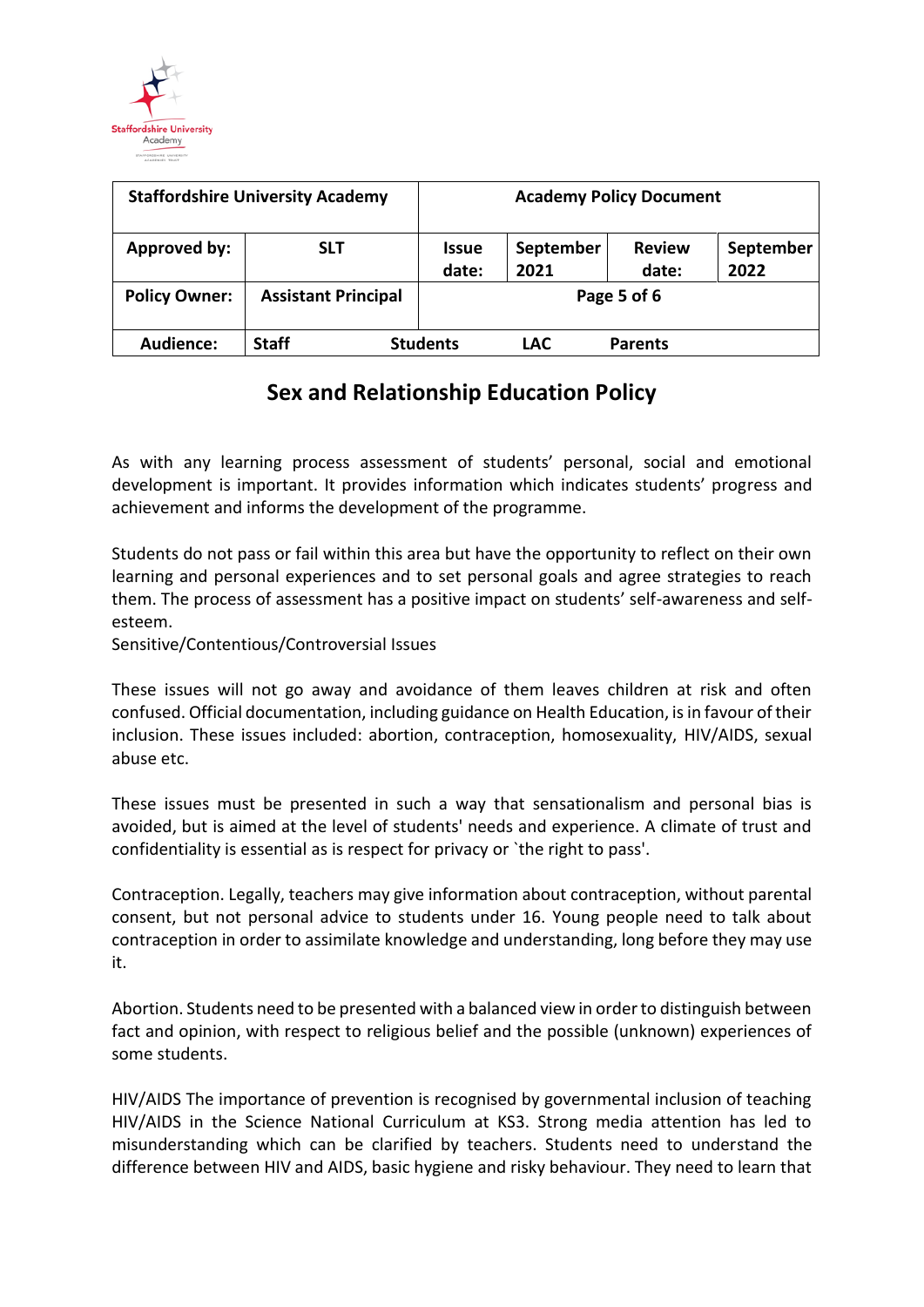| Staffordshire University Academy | | Academy Policy Document | | | |
|---|---|---|---|---|---|
| Approved by: | SLT | Issue date: | September 2021 | Review date: | September 2022 |
| Policy Owner: | Assistant Principal | | | | |
| Audience: | Staff | Students | LAC | Parents | |

## Sex and Relationship Education Policy

As with any learning process assessment of students' personal, social and emotional development is important. It provides information which indicates students' progress and achievement and informs the development of the programme.

Students do not pass or fail within this area but have the opportunity to reflect on their own learning and personal experiences and to set personal goals and agree strategies to reach them. The process of assessment has a positive impact on students' self-awareness and self-esteem.

Sensitive/Contentious/Controversial Issues

These issues will not go away and avoidance of them leaves children at risk and often confused. Official documentation, including guidance on Health Education, is in favour of their inclusion. These issues included: abortion, contraception, homosexuality, HIV/AIDS, sexual abuse etc.

These issues must be presented in such a way that sensationalism and personal bias is avoided, but is aimed at the level of students' needs and experience. A climate of trust and confidentiality is essential as is respect for privacy or `the right to pass'.

Contraception. Legally, teachers may give information about contraception, without parental consent, but not personal advice to students under 16. Young people need to talk about contraception in order to assimilate knowledge and understanding, long before they may use it.

Abortion. Students need to be presented with a balanced view in order to distinguish between fact and opinion, with respect to religious belief and the possible (unknown) experiences of some students.

HIV/AIDS The importance of prevention is recognised by governmental inclusion of teaching HIV/AIDS in the Science National Curriculum at KS3. Strong media attention has led to misunderstanding which can be clarified by teachers. Students need to understand the difference between HIV and AIDS, basic hygiene and risky behaviour. They need to learn that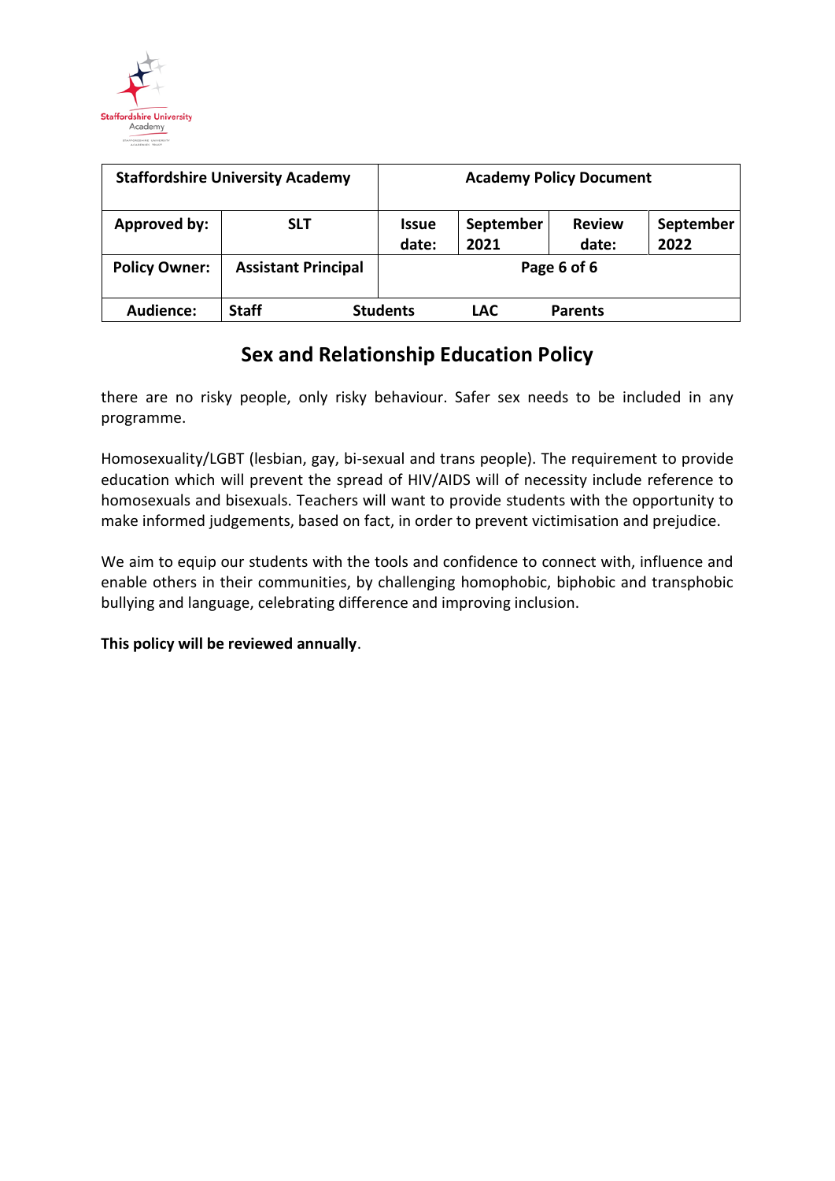there are no risky people, only risky behaviour. Safer sex needs to be included in any programme.

Homosexuality/LGBT (lesbian, gay, bi-sexual and trans people). The requirement to provide education which will prevent the spread of HIV/AIDS will of necessity include reference to homosexuals and bisexuals. Teachers will want to provide students with the opportunity to make informed judgements, based on fact, in order to prevent victimisation and prejudice.

We aim to equip our students with the tools and confidence to connect with, influence and enable others in their communities, by challenging homophobic, biphobic and transphobic bullying and language, celebrating difference and improving inclusion.

**This policy will be reviewed annually**.